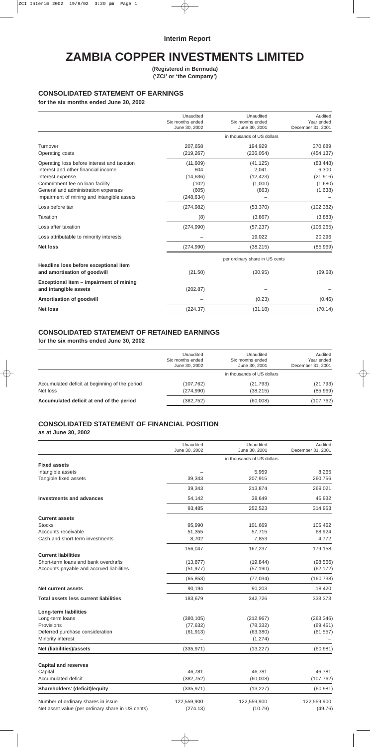**Interim Report**

# ZAMBIA COPPER INVESTMENTS LIMITED

**(Registered in Bermuda)**
**('ZCI' or 'the Company')**

## CONSOLIDATED STATEMENT OF EARNINGS

**for the six months ended June 30, 2002**

| | Unaudited Six months ended June 30, 2002 | Unaudited Six months ended June 30, 2001 | Audited Year ended December 31, 2001 |
|---|---|---|---|
| | | in thousands of US dollars | |
| Turnover | 207,658 | 194,929 | 370,689 |
| Operating costs | (219,267) | (236,054) | (454,137) |
| Operating loss before interest and taxation | (11,609) | (41,125) | (83,448) |
| Interest and other financial income | 604 | 2,041 | 6,300 |
| Interest expense | (14,636) | (12,423) | (21,916) |
| Commitment fee on loan facility | (102) | (1,000) | (1,680) |
| General and administration expenses | (605) | (863) | (1,638) |
| Impairment of mining and intangible assets | (248,634) | – | – |
| Loss before tax | (274,982) | (53,370) | (102,382) |
| Taxation | (8) | (3,867) | (3,883) |
| Loss after taxation | (274,990) | (57,237) | (106,265) |
| Loss attributable to minority interests | – | 19,022 | 20,296 |
| **Net loss** | (274,990) | (38,215) | (85,969) |
| | | per ordinary share in US cents | |
| **Headline loss before exceptional item and amortisation of goodwill** | (21.50) | (30.95) | (69.68) |
| **Exceptional item – impairment of mining and intangible assets** | (202.87) | – | – |
| **Amortisation of goodwill** | – | (0.23) | (0.46) |
| **Net loss** | (224.37) | (31.18) | (70.14) |

## CONSOLIDATED STATEMENT OF RETAINED EARNINGS

**for the six months ended June 30, 2002**

| | Unaudited Six months ended June 30, 2002 | Unaudited Six months ended June 30, 2001 | Audited Year ended December 31, 2001 |
|---|---|---|---|
| | | in thousands of US dollars | |
| Accumulated deficit at beginning of the period | (107,762) | (21,793) | (21,793) |
| Net loss | (274,990) | (38,215) | (85,969) |
| **Accumulated deficit at end of the period** | (382,752) | (60,008) | (107,762) |

## CONSOLIDATED STATEMENT OF FINANCIAL POSITION

**as at June 30, 2002**

| | Unaudited June 30, 2002 | Unaudited June 30, 2001 | Audited December 31, 2001 |
|---|---|---|---|
| | | in thousands of US dollars | |
| **Fixed assets** | | | |
| Intangible assets | – | 5,959 | 8,265 |
| Tangible fixed assets | 39,343 | 207,915 | 260,756 |
| | 39,343 | 213,874 | 269,021 |
| **Investments and advances** | 54,142 | 38,649 | 45,932 |
| | 93,485 | 252,523 | 314,953 |
| **Current assets** | | | |
| Stocks | 95,990 | 101,669 | 105,462 |
| Accounts receivable | 51,355 | 57,715 | 68,924 |
| Cash and short-term investments | 8,702 | 7,853 | 4,772 |
| | 156,047 | 167,237 | 179,158 |
| **Current liabilities** | | | |
| Short-term loans and bank overdrafts | (13,877) | (19,844) | (98,566) |
| Accounts payable and accrued liabilities | (51,977) | (57,190) | (62,172) |
| | (65,853) | (77,034) | (160,738) |
| **Net current assets** | 90,194 | 90,203 | 18,420 |
| **Total assets less current liabilities** | 183,679 | 342,726 | 333,373 |
| **Long-term liabilities** | | | |
| Long-term loans | (380,105) | (212,967) | (263,346) |
| Provisions | (77,632) | (78,332) | (69,451) |
| Deferred purchase consideration | (61,913) | (63,380) | (61,557) |
| Minority interest | – | (1,274) | – |
| **Net (liabilities)/assets** | (335,971) | (13,227) | (60,981) |
| **Capital and reserves** | | | |
| Capital | 46,781 | 46,781 | 46,781 |
| Accumulated deficit | (382,752) | (60,008) | (107,762) |
| **Shareholders' (deficit)/equity** | (335,971) | (13,227) | (60,981) |
| Number of ordinary shares in issue | 122,559,900 | 122,559,900 | 122,559,900 |
| Net asset value (per ordinary share in US cents) | (274.13) | (10.79) | (49.76) |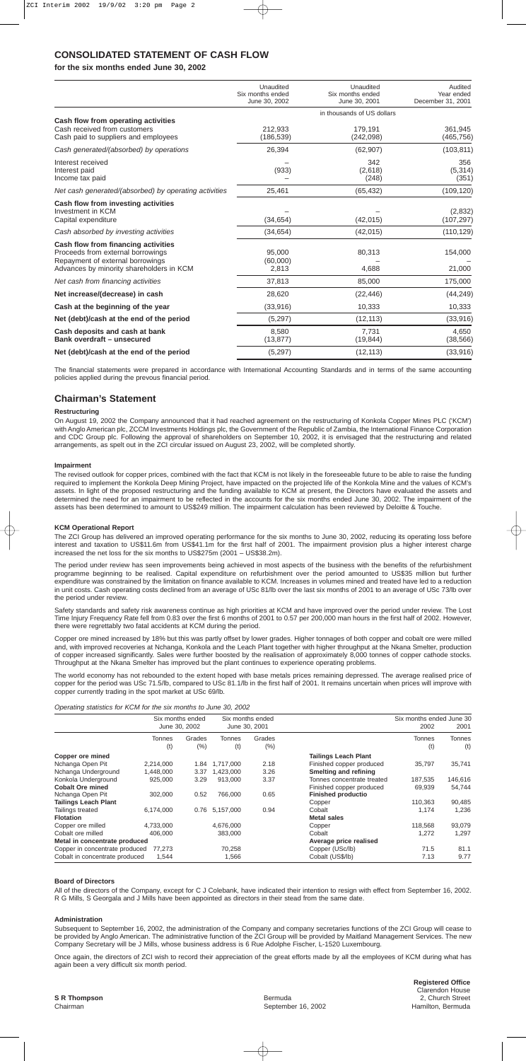## CONSOLIDATED STATEMENT OF CASH FLOW

**for the six months ended June 30, 2002**

| | Unaudited Six months ended June 30, 2002 | Unaudited Six months ended June 30, 2001 | Audited Year ended December 31, 2001 |
|---|---|---|---|
| | in thousands of US dollars | | |
| **Cash flow from operating activities** | | | |
| Cash received from customers | 212,933 | 179,191 | 361,945 |
| Cash paid to suppliers and employees | (186,539) | (242,098) | (465,756) |
| *Cash generated/(absorbed) by operations* | 26,394 | (62,907) | (103,811) |
| Interest received | – | 342 | 356 |
| Interest paid | (933) | (2,618) | (5,314) |
| Income tax paid | – | (248) | (351) |
| *Net cash generated/(absorbed) by operating activities* | 25,461 | (65,432) | (109,120) |
| **Cash flow from investing activities** | | | |
| Investment in KCM | – | – | (2,832) |
| Capital expenditure | (34,654) | (42,015) | (107,297) |
| *Cash absorbed by investing activities* | (34,654) | (42,015) | (110,129) |
| **Cash flow from financing activities** | | | |
| Proceeds from external borrowings | 95,000 | 80,313 | 154,000 |
| Repayment of external borrowings | (60,000) | – | – |
| Advances by minority shareholders in KCM | 2,813 | 4,688 | 21,000 |
| *Net cash from financing activities* | 37,813 | 85,000 | 175,000 |
| **Net increase/(decrease) in cash** | 28,620 | (22,446) | (44,249) |
| **Cash at the beginning of the year** | (33,916) | 10,333 | 10,333 |
| **Net (debt)/cash at the end of the period** | (5,297) | (12,113) | (33,916) |
| **Cash deposits and cash at bank** | 8,580 | 7,731 | 4,650 |
| **Bank overdraft – unsecured** | (13,877) | (19,844) | (38,566) |
| **Net (debt)/cash at the end of the period** | (5,297) | (12,113) | (33,916) |

The financial statements were prepared in accordance with International Accounting Standards and in terms of the same accounting policies applied during the prevous financial period.

## Chairman's Statement

### Restructuring

On August 19, 2002 the Company announced that it had reached agreement on the restructuring of Konkola Copper Mines PLC ('KCM') with Anglo American plc, ZCCM Investments Holdings plc, the Government of the Republic of Zambia, the International Finance Corporation and CDC Group plc. Following the approval of shareholders on September 10, 2002, it is envisaged that the restructuring and related arrangements, as spelt out in the ZCI circular issued on August 23, 2002, will be completed shortly.

### Impairment

The revised outlook for copper prices, combined with the fact that KCM is not likely in the foreseeable future to be able to raise the funding required to implement the Konkola Deep Mining Project, have impacted on the projected life of the Konkola Mine and the values of KCM's assets. In light of the proposed restructuring and the funding available to KCM at present, the Directors have evaluated the assets and determined the need for an impairment to be reflected in the accounts for the six months ended June 30, 2002. The impairment of the assets has been determined to amount to US$249 million. The impairment calculation has been reviewed by Deloitte & Touche.

### KCM Operational Report

The ZCI Group has delivered an improved operating performance for the six months to June 30, 2002, reducing its operating loss before interest and taxation to US$11.6m from US$41.1m for the first half of 2001. The impairment provision plus a higher interest charge increased the net loss for the six months to US$275m (2001 – US$38.2m).

The period under review has seen improvements being achieved in most aspects of the business with the benefits of the refurbishment programme beginning to be realised. Capital expenditure on refurbishment over the period amounted to US$35 million but further expenditure was constrained by the limitation on finance available to KCM. Increases in volumes mined and treated have led to a reduction in unit costs. Cash operating costs declined from an average of USc 81/lb over the last six months of 2001 to an average of USc 73/lb over the period under review.

Safety standards and safety risk awareness continue as high priorities at KCM and have improved over the period under review. The Lost Time Injury Frequency Rate fell from 0.83 over the first 6 months of 2001 to 0.57 per 200,000 man hours in the first half of 2002. However, there were regrettably two fatal accidents at KCM during the period.

Copper ore mined increased by 18% but this was partly offset by lower grades. Higher tonnages of both copper and cobalt ore were milled and, with improved recoveries at Nchanga, Konkola and the Leach Plant together with higher throughput at the Nkana Smelter, production of copper increased significantly. Sales were further boosted by the realisation of approximately 8,000 tonnes of copper cathode stocks. Throughput at the Nkana Smelter has improved but the plant continues to experience operating problems.

The world economy has not rebounded to the extent hoped with base metals prices remaining depressed. The average realised price of copper for the period was USc 71.5/lb, compared to USc 81.1/lb in the first half of 2001. It remains uncertain when prices will improve with copper currently trading in the spot market at USc 69/lb.

*Operating statistics for KCM for the six months to June 30, 2002*

| | Six months ended June 30, 2002 | | Six months ended June 30, 2001 | |
|---|---|---|---|---|
| | Tonnes (t) | Grades (%) | Tonnes (t) | Grades (%) |
| **Copper ore mined** | | | | |
| Nchanga Open Pit | 2,214,000 | 1.84 | 1,717,000 | 2.18 |
| Nchanga Underground | 1,448,000 | 3.37 | 1,423,000 | 3.26 |
| Konkola Underground | 925,000 | 3.29 | 913,000 | 3.37 |
| **Cobalt Ore mined** | | | | |
| Nchanga Open Pit | 302,000 | 0.52 | 766,000 | 0.65 |
| **Tailings Leach Plant** | | | | |
| Tailings treated | 6,174,000 | 0.76 | 5,157,000 | 0.94 |
| **Flotation** | | | | |
| Copper ore milled | 4,733,000 | | 4,676,000 | |
| Cobalt ore milled | 406,000 | | 383,000 | |
| **Metal in concentrate produced** | | | | |
| Copper in concentrate produced | 77,273 | | 70,258 | |
| Cobalt in concentrate produced | 1,544 | | 1,566 | |

| | Six months ended June 30 2002 | 2001 |
|---|---|---|
| | Tonnes (t) | Tonnes (t) |
| **Tailings Leach Plant** | | |
| Finished copper produced | 35,797 | 35,741 |
| **Smelting and refining** | | |
| Tonnes concentrate treated | 187,535 | 146,616 |
| Finished copper produced | 69,939 | 54,744 |
| **Finished productio** | | |
| Copper | 110,363 | 90,485 |
| Cobalt | 1,174 | 1,236 |
| **Metal sales** | | |
| Copper | 118,568 | 93,079 |
| Cobalt | 1,272 | 1,297 |
| **Average price realised** | | |
| Copper (USc/lb) | 71.5 | 81.1 |
| Cobalt (US$/lb) | 7.13 | 9.77 |

### Board of Directors

All of the directors of the Company, except for C J Colebank, have indicated their intention to resign with effect from September 16, 2002. R G Mills, S Georgala and J Mills have been appointed as directors in their stead from the same date.

### Administration

Subsequent to September 16, 2002, the administration of the Company and company secretaries functions of the ZCI Group will cease to be provided by Anglo American. The administrative function of the ZCI Group will be provided by Maitland Management Services. The new Company Secretary will be J Mills, whose business address is 6 Rue Adolphe Fischer, L-1520 Luxembourg.

Once again, the directors of ZCI wish to record their appreciation of the great efforts made by all the employees of KCM during what has again been a very difficult six month period.

**S R Thompson**
Chairman

Bermuda
September 16, 2002

**Registered Office**
Clarendon House
2, Church Street
Hamilton, Bermuda